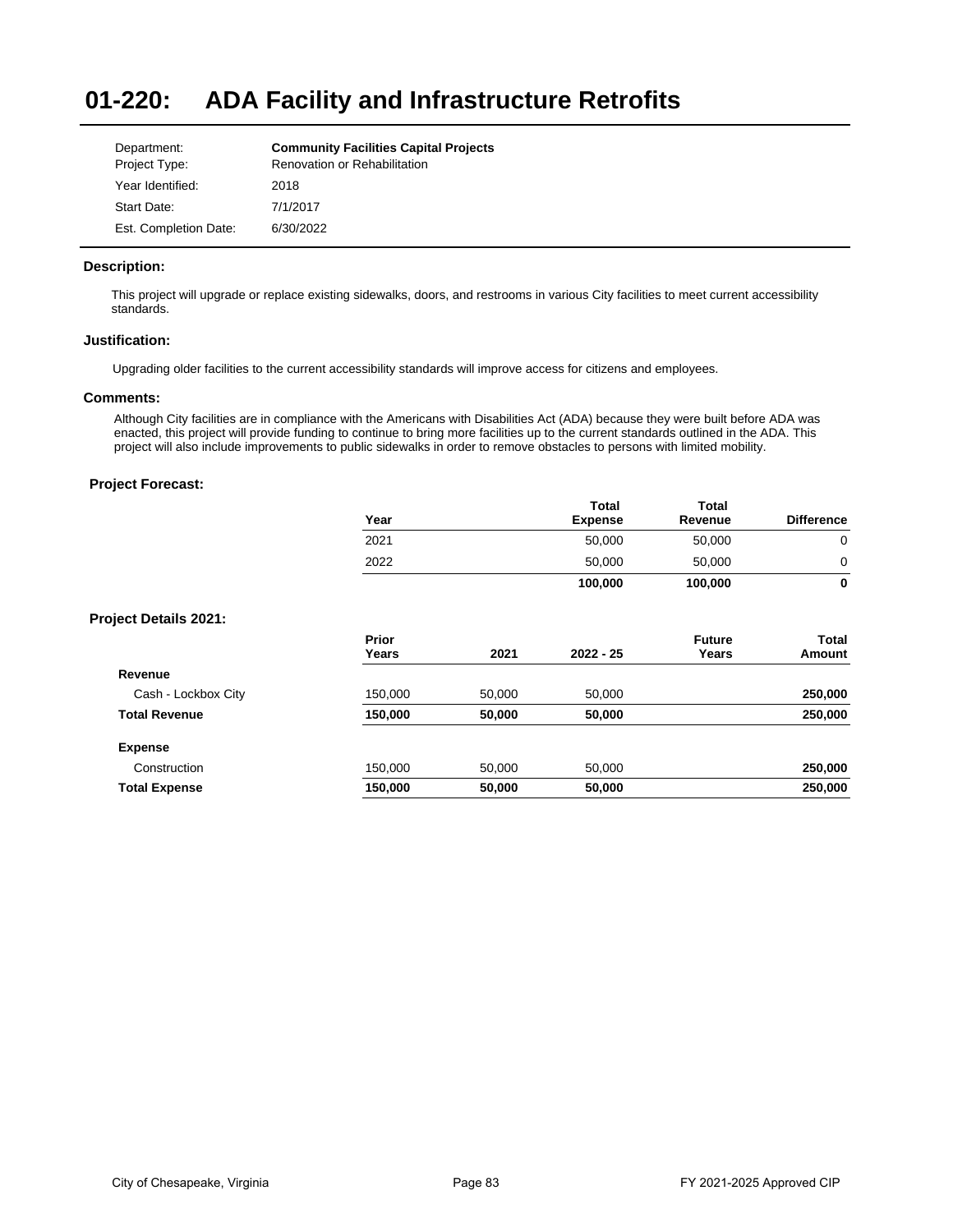# 01-220: ADA Facility and Infrastructure Retrofits

| | |
|---|---|
| Department: | **Community Facilities Capital Projects** |
| Project Type: | Renovation or Rehabilitation |
| Year Identified: | 2018 |
| Start Date: | 7/1/2017 |
| Est. Completion Date: | 6/30/2022 |

### Description:

This project will upgrade or replace existing sidewalks, doors, and restrooms in various City facilities to meet current accessibility standards.

### Justification:

Upgrading older facilities to the current accessibility standards will improve access for citizens and employees.

### Comments:

Although City facilities are in compliance with the Americans with Disabilities Act (ADA) because they were built before ADA was enacted, this project will provide funding to continue to bring more facilities up to the current standards outlined in the ADA. This project will also include improvements to public sidewalks in order to remove obstacles to persons with limited mobility.

### Project Forecast:

| Year | Total Expense | Total Revenue | Difference |
|---|---|---|---|
| 2021 | 50,000 | 50,000 | 0 |
| 2022 | 50,000 | 50,000 | 0 |
| | **100,000** | **100,000** | **0** |

### Project Details 2021:

| | Prior Years | 2021 | 2022 - 25 | Future Years | Total Amount |
|---|---|---|---|---|---|
| **Revenue** | | | | | |
| Cash - Lockbox City | 150,000 | 50,000 | 50,000 | | **250,000** |
| **Total Revenue** | **150,000** | **50,000** | **50,000** | | **250,000** |
| **Expense** | | | | | |
| Construction | 150,000 | 50,000 | 50,000 | | **250,000** |
| **Total Expense** | **150,000** | **50,000** | **50,000** | | **250,000** |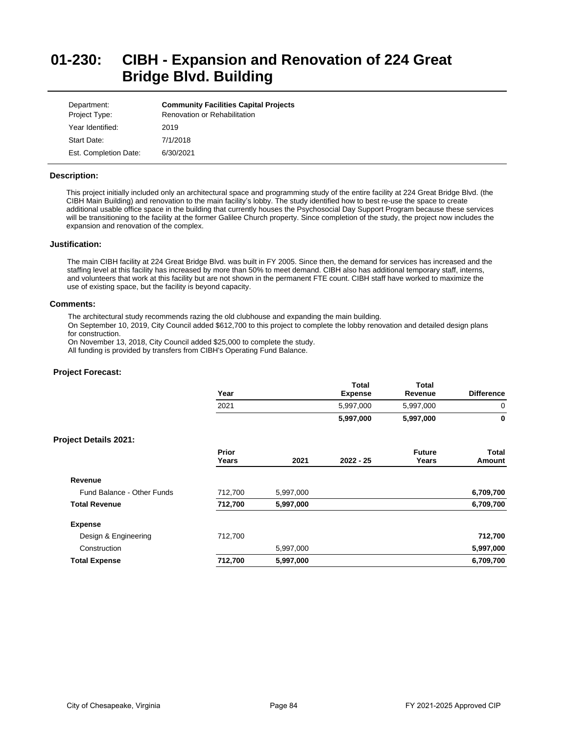# 01-230: CIBH - Expansion and Renovation of 224 Great Bridge Blvd. Building

| | |
|---|---|
| Department: | **Community Facilities Capital Projects** |
| Project Type: | Renovation or Rehabilitation |
| Year Identified: | 2019 |
| Start Date: | 7/1/2018 |
| Est. Completion Date: | 6/30/2021 |

### Description:

This project initially included only an architectural space and programming study of the entire facility at 224 Great Bridge Blvd. (the CIBH Main Building) and renovation to the main facility's lobby. The study identified how to best re-use the space to create additional usable office space in the building that currently houses the Psychosocial Day Support Program because these services will be transitioning to the facility at the former Galilee Church property. Since completion of the study, the project now includes the expansion and renovation of the complex.

### Justification:

The main CIBH facility at 224 Great Bridge Blvd. was built in FY 2005. Since then, the demand for services has increased and the staffing level at this facility has increased by more than 50% to meet demand. CIBH also has additional temporary staff, interns, and volunteers that work at this facility but are not shown in the permanent FTE count. CIBH staff have worked to maximize the use of existing space, but the facility is beyond capacity.

### Comments:

The architectural study recommends razing the old clubhouse and expanding the main building.
On September 10, 2019, City Council added $612,700 to this project to complete the lobby renovation and detailed design plans for construction.
On November 13, 2018, City Council added $25,000 to complete the study.
All funding is provided by transfers from CIBH's Operating Fund Balance.

### Project Forecast:

| Year | Total Expense | Total Revenue | Difference |
|---|---|---|---|
| 2021 | 5,997,000 | 5,997,000 | 0 |
| | **5,997,000** | **5,997,000** | **0** |

### Project Details 2021:

| | Prior Years | 2021 | 2022 - 25 | Future Years | Total Amount |
|---|---|---|---|---|---|
| **Revenue** | | | | | |
| Fund Balance - Other Funds | 712,700 | 5,997,000 | | | **6,709,700** |
| **Total Revenue** | **712,700** | **5,997,000** | | | **6,709,700** |
| **Expense** | | | | | |
| Design & Engineering | 712,700 | | | | **712,700** |
| Construction | | 5,997,000 | | | **5,997,000** |
| **Total Expense** | **712,700** | **5,997,000** | | | **6,709,700** |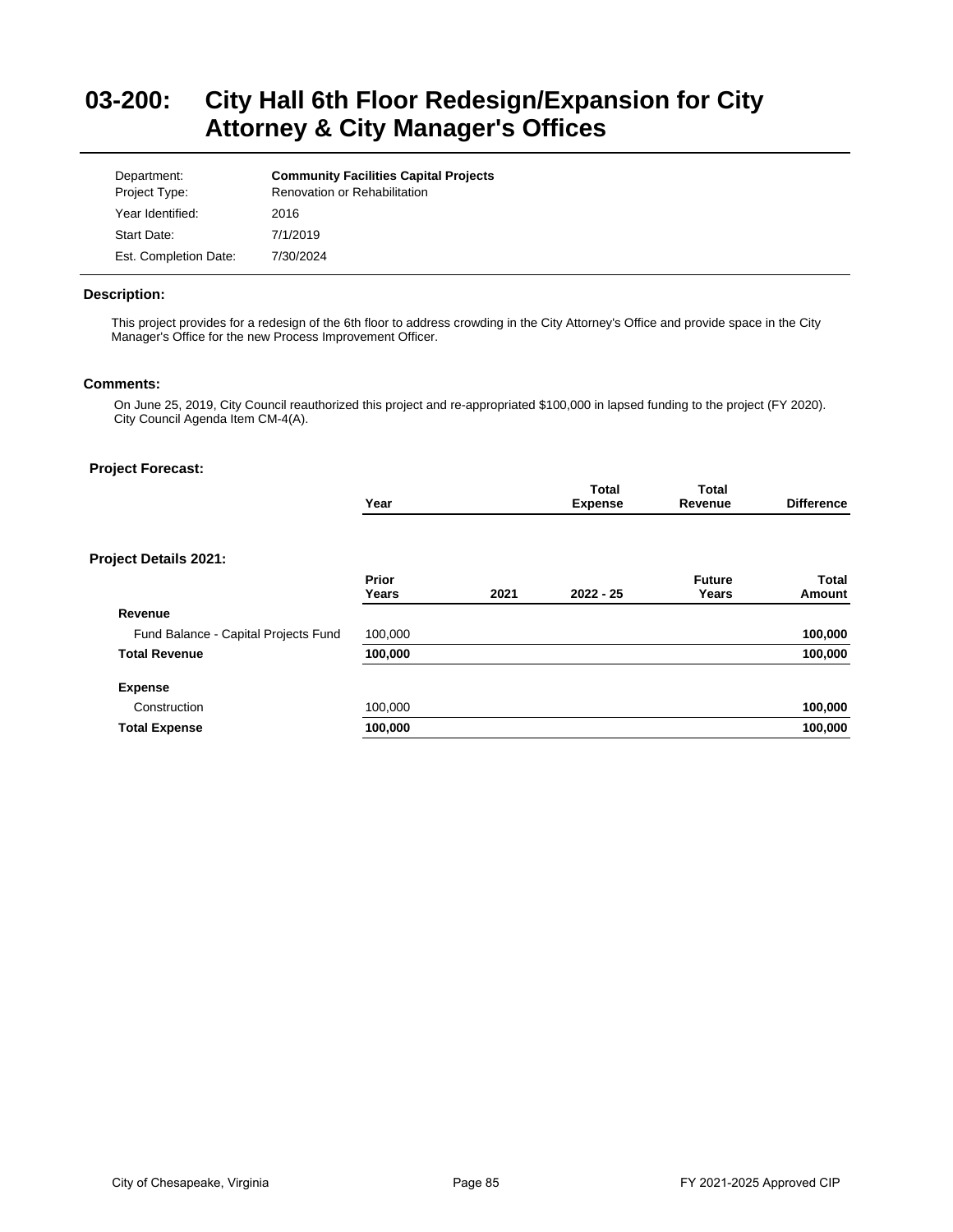# 03-200: City Hall 6th Floor Redesign/Expansion for City Attorney & City Manager's Offices

| | |
|---|---|
| Department: | **Community Facilities Capital Projects** |
| Project Type: | Renovation or Rehabilitation |
| Year Identified: | 2016 |
| Start Date: | 7/1/2019 |
| Est. Completion Date: | 7/30/2024 |

**Description:**

This project provides for a redesign of the 6th floor to address crowding in the City Attorney's Office and provide space in the City Manager's Office for the new Process Improvement Officer.

**Comments:**

On June 25, 2019, City Council reauthorized this project and re-appropriated $100,000 in lapsed funding to the project (FY 2020). City Council Agenda Item CM-4(A).

**Project Forecast:**

| Year | Total Expense | Total Revenue | Difference |
|---|---|---|---|

**Project Details 2021:**

| | Prior Years | 2021 | 2022 - 25 | Future Years | Total Amount |
|---|---|---|---|---|---|
| **Revenue** | | | | | |
| Fund Balance - Capital Projects Fund | 100,000 | | | | **100,000** |
| **Total Revenue** | **100,000** | | | | **100,000** |
| **Expense** | | | | | |
| Construction | 100,000 | | | | **100,000** |
| **Total Expense** | **100,000** | | | | **100,000** |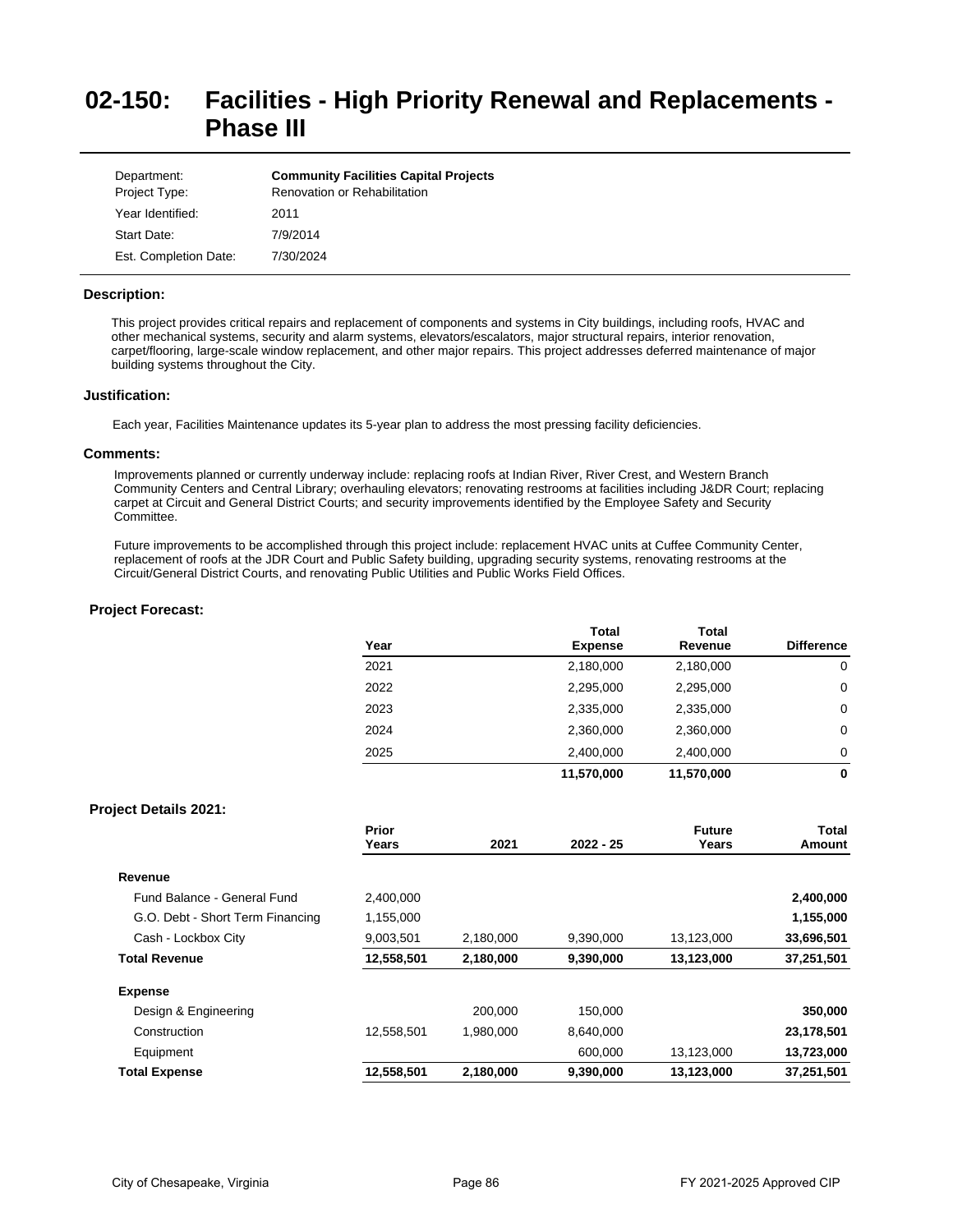# 02-150: Facilities - High Priority Renewal and Replacements - Phase III

| | |
|---|---|
| Department: | **Community Facilities Capital Projects** |
| Project Type: | Renovation or Rehabilitation |
| Year Identified: | 2011 |
| Start Date: | 7/9/2014 |
| Est. Completion Date: | 7/30/2024 |

### Description:

This project provides critical repairs and replacement of components and systems in City buildings, including roofs, HVAC and other mechanical systems, security and alarm systems, elevators/escalators, major structural repairs, interior renovation, carpet/flooring, large-scale window replacement, and other major repairs. This project addresses deferred maintenance of major building systems throughout the City.

### Justification:

Each year, Facilities Maintenance updates its 5-year plan to address the most pressing facility deficiencies.

### Comments:

Improvements planned or currently underway include: replacing roofs at Indian River, River Crest, and Western Branch Community Centers and Central Library; overhauling elevators; renovating restrooms at facilities including J&DR Court; replacing carpet at Circuit and General District Courts; and security improvements identified by the Employee Safety and Security Committee.

Future improvements to be accomplished through this project include: replacement HVAC units at Cuffee Community Center, replacement of roofs at the JDR Court and Public Safety building, upgrading security systems, renovating restrooms at the Circuit/General District Courts, and renovating Public Utilities and Public Works Field Offices.

### Project Forecast:

| Year | Total Expense | Total Revenue | Difference |
|---|---|---|---|
| 2021 | 2,180,000 | 2,180,000 | 0 |
| 2022 | 2,295,000 | 2,295,000 | 0 |
| 2023 | 2,335,000 | 2,335,000 | 0 |
| 2024 | 2,360,000 | 2,360,000 | 0 |
| 2025 | 2,400,000 | 2,400,000 | 0 |
| | **11,570,000** | **11,570,000** | **0** |

### Project Details 2021:

| | Prior Years | 2021 | 2022 - 25 | Future Years | Total Amount |
|---|---|---|---|---|---|
| **Revenue** | | | | | |
| Fund Balance - General Fund | 2,400,000 | | | | **2,400,000** |
| G.O. Debt - Short Term Financing | 1,155,000 | | | | **1,155,000** |
| Cash - Lockbox City | 9,003,501 | 2,180,000 | 9,390,000 | 13,123,000 | **33,696,501** |
| **Total Revenue** | **12,558,501** | **2,180,000** | **9,390,000** | **13,123,000** | **37,251,501** |
| **Expense** | | | | | |
| Design & Engineering | | 200,000 | 150,000 | | **350,000** |
| Construction | 12,558,501 | 1,980,000 | 8,640,000 | | **23,178,501** |
| Equipment | | | 600,000 | 13,123,000 | **13,723,000** |
| **Total Expense** | **12,558,501** | **2,180,000** | **9,390,000** | **13,123,000** | **37,251,501** |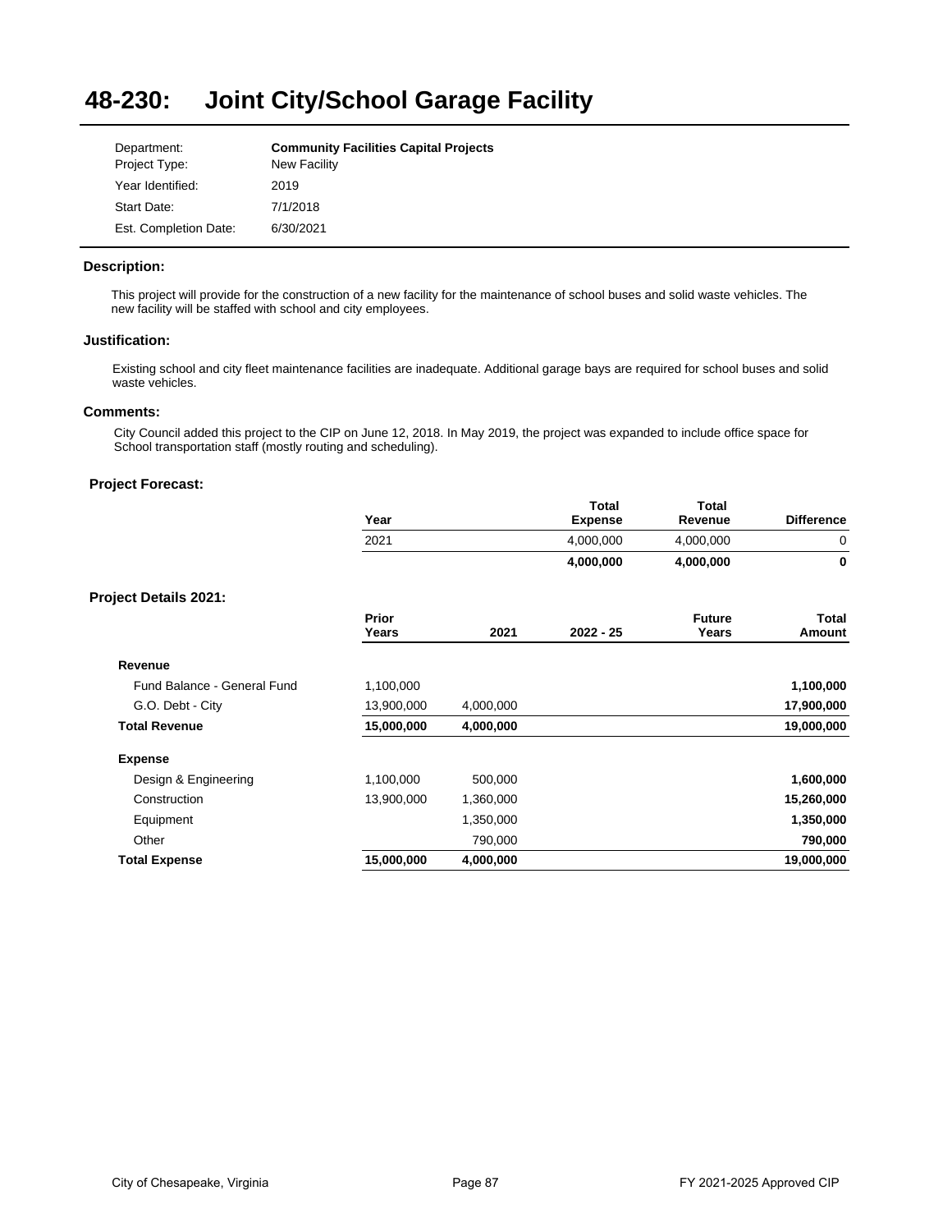# 48-230: Joint City/School Garage Facility

| | |
|---|---|
| Department: | **Community Facilities Capital Projects** |
| Project Type: | New Facility |
| Year Identified: | 2019 |
| Start Date: | 7/1/2018 |
| Est. Completion Date: | 6/30/2021 |

### Description:

This project will provide for the construction of a new facility for the maintenance of school buses and solid waste vehicles. The new facility will be staffed with school and city employees.

### Justification:

Existing school and city fleet maintenance facilities are inadequate. Additional garage bays are required for school buses and solid waste vehicles.

### Comments:

City Council added this project to the CIP on June 12, 2018. In May 2019, the project was expanded to include office space for School transportation staff (mostly routing and scheduling).

### Project Forecast:

| Year | Total Expense | Total Revenue | Difference |
|---|---|---|---|
| 2021 | 4,000,000 | 4,000,000 | 0 |
| | **4,000,000** | **4,000,000** | **0** |

### Project Details 2021:

| | Prior Years | 2021 | 2022 - 25 | Future Years | Total Amount |
|---|---|---|---|---|---|
| **Revenue** | | | | | |
| Fund Balance - General Fund | 1,100,000 | | | | **1,100,000** |
| G.O. Debt - City | 13,900,000 | 4,000,000 | | | **17,900,000** |
| **Total Revenue** | **15,000,000** | **4,000,000** | | | **19,000,000** |
| **Expense** | | | | | |
| Design & Engineering | 1,100,000 | 500,000 | | | **1,600,000** |
| Construction | 13,900,000 | 1,360,000 | | | **15,260,000** |
| Equipment | | 1,350,000 | | | **1,350,000** |
| Other | | 790,000 | | | **790,000** |
| **Total Expense** | **15,000,000** | **4,000,000** | | | **19,000,000** |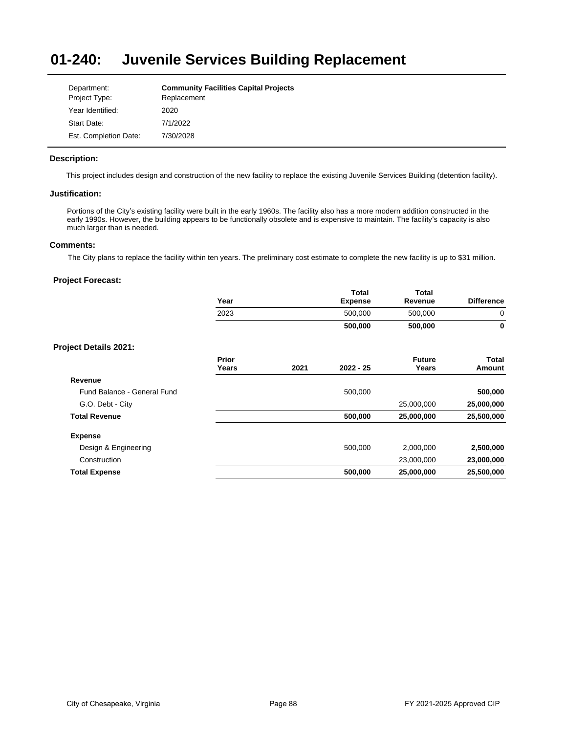# 01-240: Juvenile Services Building Replacement

| | |
|---|---|
| Department: | **Community Facilities Capital Projects** |
| Project Type: | Replacement |
| Year Identified: | 2020 |
| Start Date: | 7/1/2022 |
| Est. Completion Date: | 7/30/2028 |

### Description:

This project includes design and construction of the new facility to replace the existing Juvenile Services Building (detention facility).

### Justification:

Portions of the City's existing facility were built in the early 1960s. The facility also has a more modern addition constructed in the early 1990s. However, the building appears to be functionally obsolete and is expensive to maintain. The facility's capacity is also much larger than is needed.

### Comments:

The City plans to replace the facility within ten years. The preliminary cost estimate to complete the new facility is up to $31 million.

### Project Forecast:

| Year | Total Expense | Total Revenue | Difference |
|---|---|---|---|
| 2023 | 500,000 | 500,000 | 0 |
| | **500,000** | **500,000** | **0** |

### Project Details 2021:

| | Prior Years | 2021 | 2022 - 25 | Future Years | Total Amount |
|---|---|---|---|---|---|
| **Revenue** | | | | | |
| Fund Balance - General Fund | | | 500,000 | | **500,000** |
| G.O. Debt - City | | | | 25,000,000 | **25,000,000** |
| **Total Revenue** | | | **500,000** | **25,000,000** | **25,500,000** |
| **Expense** | | | | | |
| Design & Engineering | | | 500,000 | 2,000,000 | **2,500,000** |
| Construction | | | | 23,000,000 | **23,000,000** |
| **Total Expense** | | | **500,000** | **25,000,000** | **25,500,000** |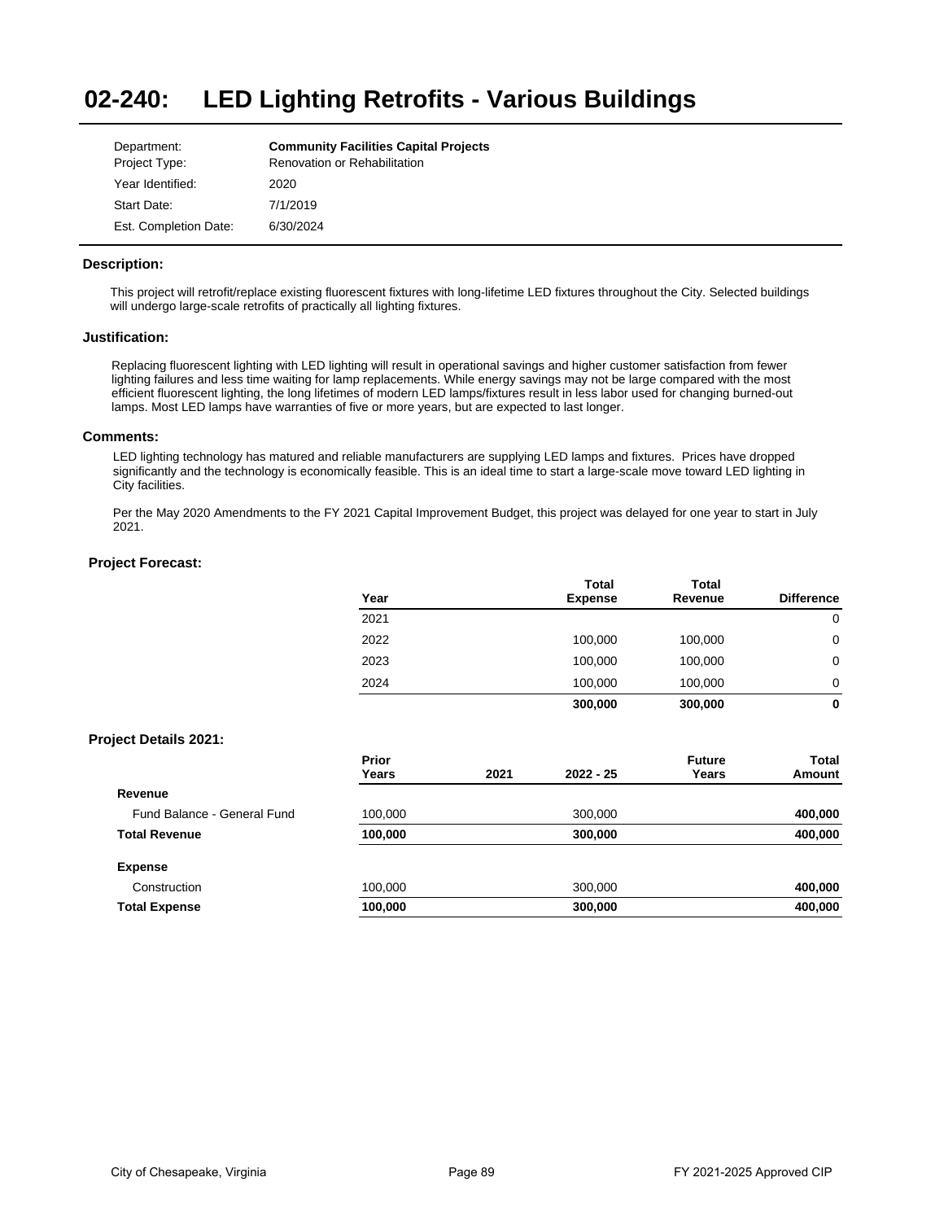# 02-240: LED Lighting Retrofits - Various Buildings

| | |
|---|---|
| Department: | **Community Facilities Capital Projects** |
| Project Type: | Renovation or Rehabilitation |
| Year Identified: | 2020 |
| Start Date: | 7/1/2019 |
| Est. Completion Date: | 6/30/2024 |

### Description:

This project will retrofit/replace existing fluorescent fixtures with long-lifetime LED fixtures throughout the City. Selected buildings will undergo large-scale retrofits of practically all lighting fixtures.

### Justification:

Replacing fluorescent lighting with LED lighting will result in operational savings and higher customer satisfaction from fewer lighting failures and less time waiting for lamp replacements. While energy savings may not be large compared with the most efficient fluorescent lighting, the long lifetimes of modern LED lamps/fixtures result in less labor used for changing burned-out lamps. Most LED lamps have warranties of five or more years, but are expected to last longer.

### Comments:

LED lighting technology has matured and reliable manufacturers are supplying LED lamps and fixtures. Prices have dropped significantly and the technology is economically feasible. This is an ideal time to start a large-scale move toward LED lighting in City facilities.

Per the May 2020 Amendments to the FY 2021 Capital Improvement Budget, this project was delayed for one year to start in July 2021.

### Project Forecast:

| Year | Total Expense | Total Revenue | Difference |
|---|---|---|---|
| 2021 | | | 0 |
| 2022 | 100,000 | 100,000 | 0 |
| 2023 | 100,000 | 100,000 | 0 |
| 2024 | 100,000 | 100,000 | 0 |
| | **300,000** | **300,000** | **0** |

### Project Details 2021:

| | Prior Years | 2021 | 2022 - 25 | Future Years | Total Amount |
|---|---|---|---|---|---|
| **Revenue** | | | | | |
| Fund Balance - General Fund | 100,000 | | 300,000 | | **400,000** |
| **Total Revenue** | **100,000** | | **300,000** | | **400,000** |
| **Expense** | | | | | |
| Construction | 100,000 | | 300,000 | | **400,000** |
| **Total Expense** | **100,000** | | **300,000** | | **400,000** |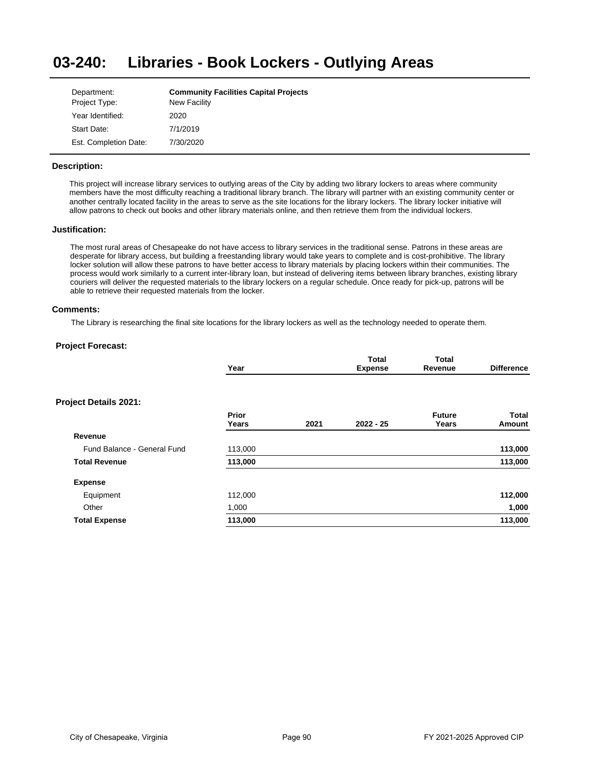# 03-240: Libraries - Book Lockers - Outlying Areas

| | |
|---|---|
| Department: | **Community Facilities Capital Projects** |
| Project Type: | New Facility |
| Year Identified: | 2020 |
| Start Date: | 7/1/2019 |
| Est. Completion Date: | 7/30/2020 |

### Description:

This project will increase library services to outlying areas of the City by adding two library lockers to areas where community members have the most difficulty reaching a traditional library branch. The library will partner with an existing community center or another centrally located facility in the areas to serve as the site locations for the library lockers. The library locker initiative will allow patrons to check out books and other library materials online, and then retrieve them from the individual lockers.

### Justification:

The most rural areas of Chesapeake do not have access to library services in the traditional sense. Patrons in these areas are desperate for library access, but building a freestanding library would take years to complete and is cost-prohibitive. The library locker solution will allow these patrons to have better access to library materials by placing lockers within their communities. The process would work similarly to a current inter-library loan, but instead of delivering items between library branches, existing library couriers will deliver the requested materials to the library lockers on a regular schedule. Once ready for pick-up, patrons will be able to retrieve their requested materials from the locker.

### Comments:

The Library is researching the final site locations for the library lockers as well as the technology needed to operate them.

### Project Forecast:

| Year | Total Expense | Total Revenue | Difference |
|---|---|---|---|

### Project Details 2021:

| | Prior Years | 2021 | 2022 - 25 | Future Years | Total Amount |
|---|---|---|---|---|---|
| **Revenue** | | | | | |
| Fund Balance - General Fund | 113,000 | | | | **113,000** |
| **Total Revenue** | **113,000** | | | | **113,000** |
| **Expense** | | | | | |
| Equipment | 112,000 | | | | **112,000** |
| Other | 1,000 | | | | **1,000** |
| **Total Expense** | **113,000** | | | | **113,000** |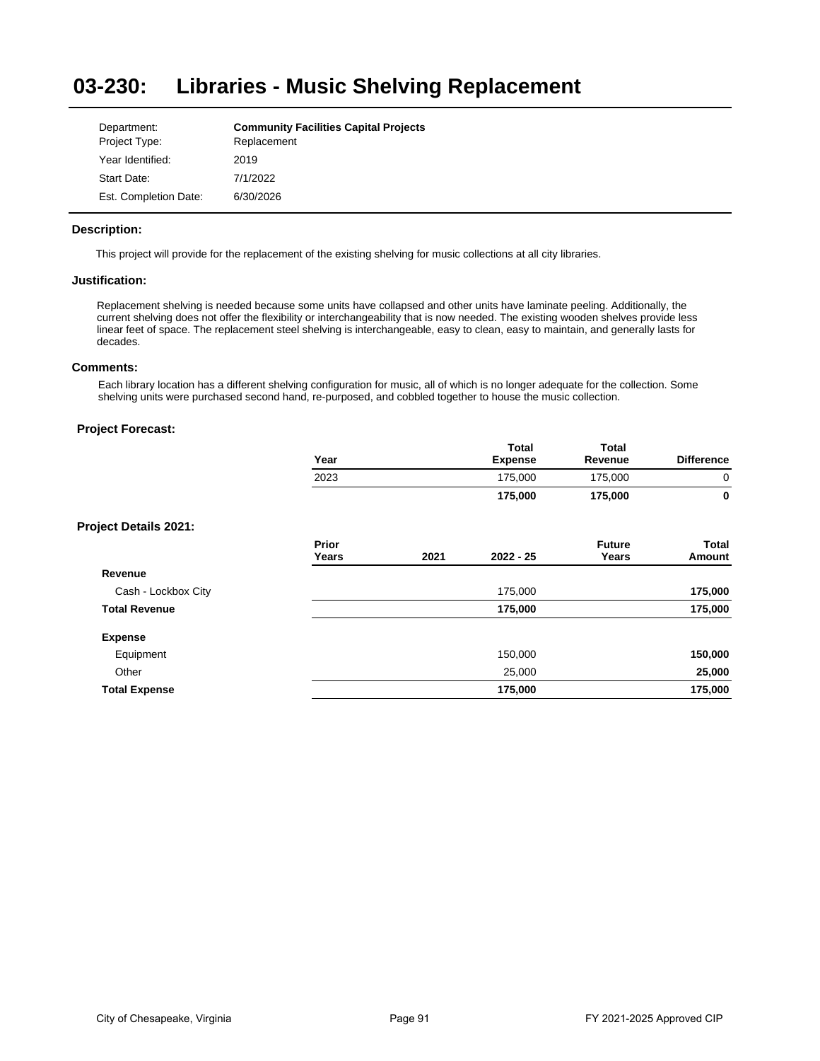# 03-230: Libraries - Music Shelving Replacement

| | |
|---|---|
| Department: | **Community Facilities Capital Projects** |
| Project Type: | Replacement |
| Year Identified: | 2019 |
| Start Date: | 7/1/2022 |
| Est. Completion Date: | 6/30/2026 |

### Description:

This project will provide for the replacement of the existing shelving for music collections at all city libraries.

### Justification:

Replacement shelving is needed because some units have collapsed and other units have laminate peeling. Additionally, the current shelving does not offer the flexibility or interchangeability that is now needed. The existing wooden shelves provide less linear feet of space. The replacement steel shelving is interchangeable, easy to clean, easy to maintain, and generally lasts for decades.

### Comments:

Each library location has a different shelving configuration for music, all of which is no longer adequate for the collection. Some shelving units were purchased second hand, re-purposed, and cobbled together to house the music collection.

### Project Forecast:

| Year | Total Expense | Total Revenue | Difference |
|---|---|---|---|
| 2023 | 175,000 | 175,000 | 0 |
| | **175,000** | **175,000** | **0** |

### Project Details 2021:

| | Prior Years | 2021 | 2022 - 25 | Future Years | Total Amount |
|---|---|---|---|---|---|
| **Revenue** | | | | | |
| Cash - Lockbox City | | | 175,000 | | **175,000** |
| **Total Revenue** | | | **175,000** | | **175,000** |
| **Expense** | | | | | |
| Equipment | | | 150,000 | | **150,000** |
| Other | | | 25,000 | | **25,000** |
| **Total Expense** | | | **175,000** | | **175,000** |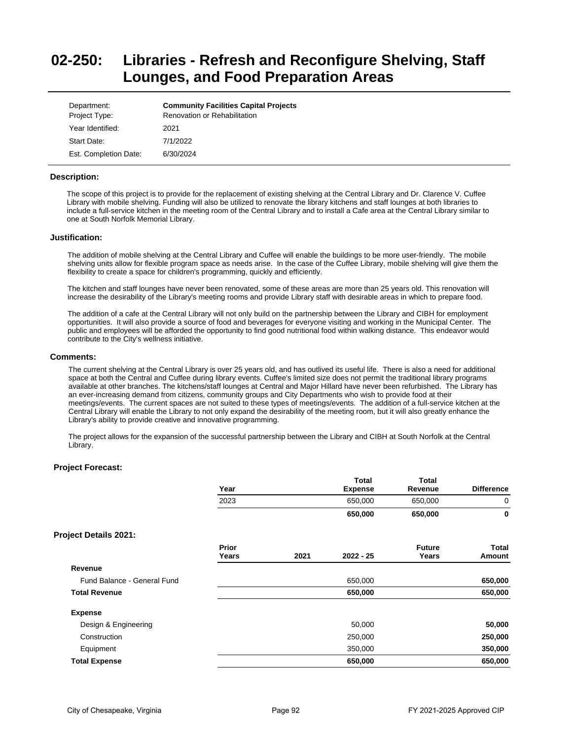# 02-250: Libraries - Refresh and Reconfigure Shelving, Staff Lounges, and Food Preparation Areas

| | |
|---|---|
| Department: | **Community Facilities Capital Projects** |
| Project Type: | Renovation or Rehabilitation |
| Year Identified: | 2021 |
| Start Date: | 7/1/2022 |
| Est. Completion Date: | 6/30/2024 |

### Description:

The scope of this project is to provide for the replacement of existing shelving at the Central Library and Dr. Clarence V. Cuffee Library with mobile shelving. Funding will also be utilized to renovate the library kitchens and staff lounges at both libraries to include a full-service kitchen in the meeting room of the Central Library and to install a Cafe area at the Central Library similar to one at South Norfolk Memorial Library.

### Justification:

The addition of mobile shelving at the Central Library and Cuffee will enable the buildings to be more user-friendly. The mobile shelving units allow for flexible program space as needs arise. In the case of the Cuffee Library, mobile shelving will give them the flexibility to create a space for children's programming, quickly and efficiently.

The kitchen and staff lounges have never been renovated, some of these areas are more than 25 years old. This renovation will increase the desirability of the Library's meeting rooms and provide Library staff with desirable areas in which to prepare food.

The addition of a cafe at the Central Library will not only build on the partnership between the Library and CIBH for employment opportunities. It will also provide a source of food and beverages for everyone visiting and working in the Municipal Center. The public and employees will be afforded the opportunity to find good nutritional food within walking distance. This endeavor would contribute to the City's wellness initiative.

### Comments:

The current shelving at the Central Library is over 25 years old, and has outlived its useful life. There is also a need for additional space at both the Central and Cuffee during library events. Cuffee's limited size does not permit the traditional library programs available at other branches. The kitchens/staff lounges at Central and Major Hillard have never been refurbished. The Library has an ever-increasing demand from citizens, community groups and City Departments who wish to provide food at their meetings/events. The current spaces are not suited to these types of meetings/events. The addition of a full-service kitchen at the Central Library will enable the Library to not only expand the desirability of the meeting room, but it will also greatly enhance the Library's ability to provide creative and innovative programming.

The project allows for the expansion of the successful partnership between the Library and CIBH at South Norfolk at the Central Library.

### Project Forecast:

| Year | Total Expense | Total Revenue | Difference |
|---|---|---|---|
| 2023 | 650,000 | 650,000 | 0 |
| | **650,000** | **650,000** | **0** |

### Project Details 2021:

| | Prior Years | 2021 | 2022 - 25 | Future Years | Total Amount |
|---|---|---|---|---|---|
| **Revenue** | | | | | |
| Fund Balance - General Fund | | | 650,000 | | **650,000** |
| **Total Revenue** | | | **650,000** | | **650,000** |
| **Expense** | | | | | |
| Design & Engineering | | | 50,000 | | **50,000** |
| Construction | | | 250,000 | | **250,000** |
| Equipment | | | 350,000 | | **350,000** |
| **Total Expense** | | | **650,000** | | **650,000** |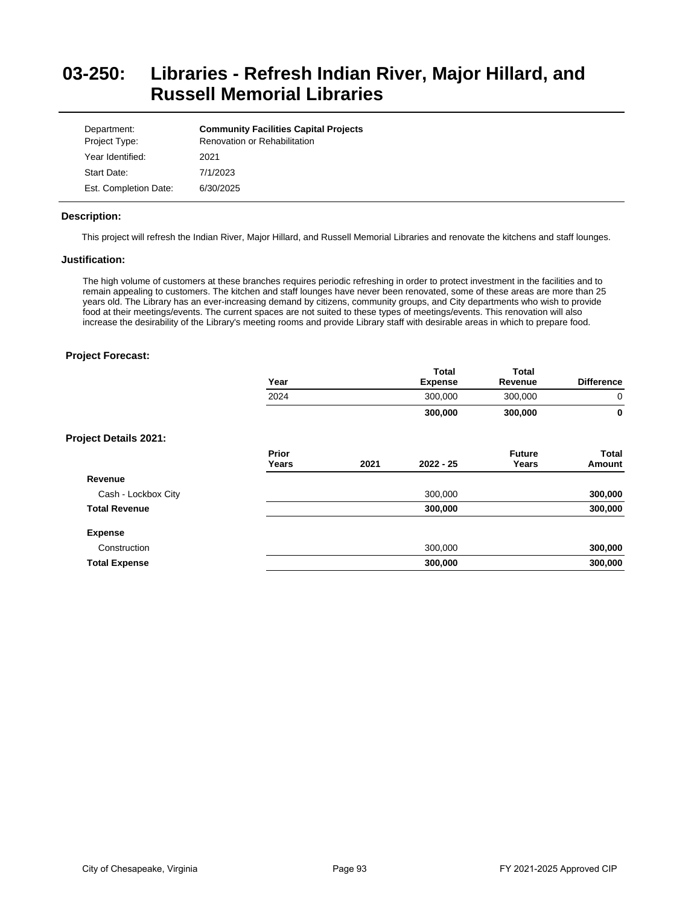# 03-250: Libraries - Refresh Indian River, Major Hillard, and Russell Memorial Libraries

| | |
|---|---|
| Department: | **Community Facilities Capital Projects** |
| Project Type: | Renovation or Rehabilitation |
| Year Identified: | 2021 |
| Start Date: | 7/1/2023 |
| Est. Completion Date: | 6/30/2025 |

### Description:

This project will refresh the Indian River, Major Hillard, and Russell Memorial Libraries and renovate the kitchens and staff lounges.

### Justification:

The high volume of customers at these branches requires periodic refreshing in order to protect investment in the facilities and to remain appealing to customers. The kitchen and staff lounges have never been renovated, some of these areas are more than 25 years old. The Library has an ever-increasing demand by citizens, community groups, and City departments who wish to provide food at their meetings/events. The current spaces are not suited to these types of meetings/events. This renovation will also increase the desirability of the Library's meeting rooms and provide Library staff with desirable areas in which to prepare food.

### Project Forecast:

| Year | Total Expense | Total Revenue | Difference |
|---|---|---|---|
| 2024 | 300,000 | 300,000 | 0 |
| | **300,000** | **300,000** | **0** |

### Project Details 2021:

| | Prior Years | 2021 | 2022 - 25 | Future Years | Total Amount |
|---|---|---|---|---|---|
| **Revenue** | | | | | |
| Cash - Lockbox City | | | 300,000 | | **300,000** |
| **Total Revenue** | | | **300,000** | | **300,000** |
| **Expense** | | | | | |
| Construction | | | 300,000 | | **300,000** |
| **Total Expense** | | | **300,000** | | **300,000** |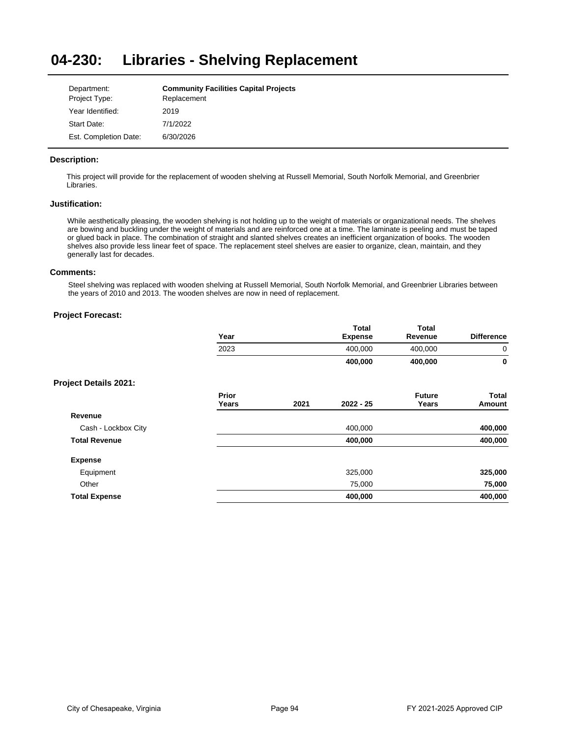# 04-230: Libraries - Shelving Replacement

| | |
|---|---|
| Department: | **Community Facilities Capital Projects** |
| Project Type: | Replacement |
| Year Identified: | 2019 |
| Start Date: | 7/1/2022 |
| Est. Completion Date: | 6/30/2026 |

### Description:

This project will provide for the replacement of wooden shelving at Russell Memorial, South Norfolk Memorial, and Greenbrier Libraries.

### Justification:

While aesthetically pleasing, the wooden shelving is not holding up to the weight of materials or organizational needs. The shelves are bowing and buckling under the weight of materials and are reinforced one at a time. The laminate is peeling and must be taped or glued back in place. The combination of straight and slanted shelves creates an inefficient organization of books. The wooden shelves also provide less linear feet of space. The replacement steel shelves are easier to organize, clean, maintain, and they generally last for decades.

### Comments:

Steel shelving was replaced with wooden shelving at Russell Memorial, South Norfolk Memorial, and Greenbrier Libraries between the years of 2010 and 2013. The wooden shelves are now in need of replacement.

### Project Forecast:

| Year | Total Expense | Total Revenue | Difference |
|---|---|---|---|
| 2023 | 400,000 | 400,000 | 0 |
| | **400,000** | **400,000** | **0** |

### Project Details 2021:

| | Prior Years | 2021 | 2022 - 25 | Future Years | Total Amount |
|---|---|---|---|---|---|
| **Revenue** | | | | | |
| Cash - Lockbox City | | | 400,000 | | **400,000** |
| **Total Revenue** | | | **400,000** | | **400,000** |
| **Expense** | | | | | |
| Equipment | | | 325,000 | | **325,000** |
| Other | | | 75,000 | | **75,000** |
| **Total Expense** | | | **400,000** | | **400,000** |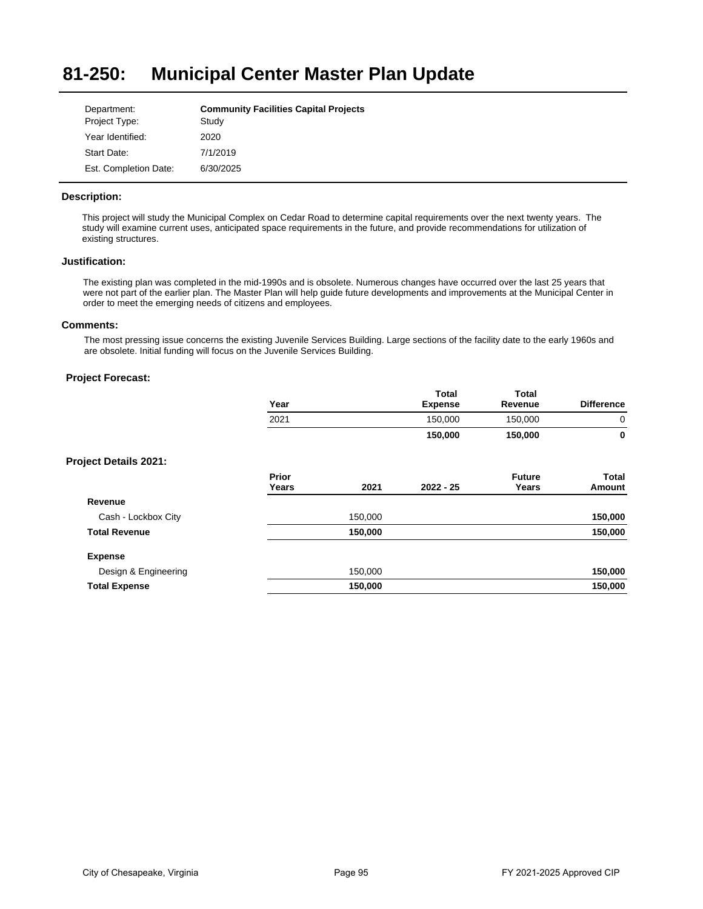# 81-250: Municipal Center Master Plan Update

| | |
|---|---|
| Department: | **Community Facilities Capital Projects** |
| Project Type: | Study |
| Year Identified: | 2020 |
| Start Date: | 7/1/2019 |
| Est. Completion Date: | 6/30/2025 |

### Description:

This project will study the Municipal Complex on Cedar Road to determine capital requirements over the next twenty years. The study will examine current uses, anticipated space requirements in the future, and provide recommendations for utilization of existing structures.

### Justification:

The existing plan was completed in the mid-1990s and is obsolete. Numerous changes have occurred over the last 25 years that were not part of the earlier plan. The Master Plan will help guide future developments and improvements at the Municipal Center in order to meet the emerging needs of citizens and employees.

### Comments:

The most pressing issue concerns the existing Juvenile Services Building. Large sections of the facility date to the early 1960s and are obsolete. Initial funding will focus on the Juvenile Services Building.

### Project Forecast:

| Year | Total Expense | Total Revenue | Difference |
|---|---|---|---|
| 2021 | 150,000 | 150,000 | 0 |
| | **150,000** | **150,000** | **0** |

### Project Details 2021:

| | Prior Years | 2021 | 2022 - 25 | Future Years | Total Amount |
|---|---|---|---|---|---|
| **Revenue** | | | | | |
| Cash - Lockbox City | | 150,000 | | | **150,000** |
| **Total Revenue** | | **150,000** | | | **150,000** |
| **Expense** | | | | | |
| Design & Engineering | | 150,000 | | | **150,000** |
| **Total Expense** | | **150,000** | | | **150,000** |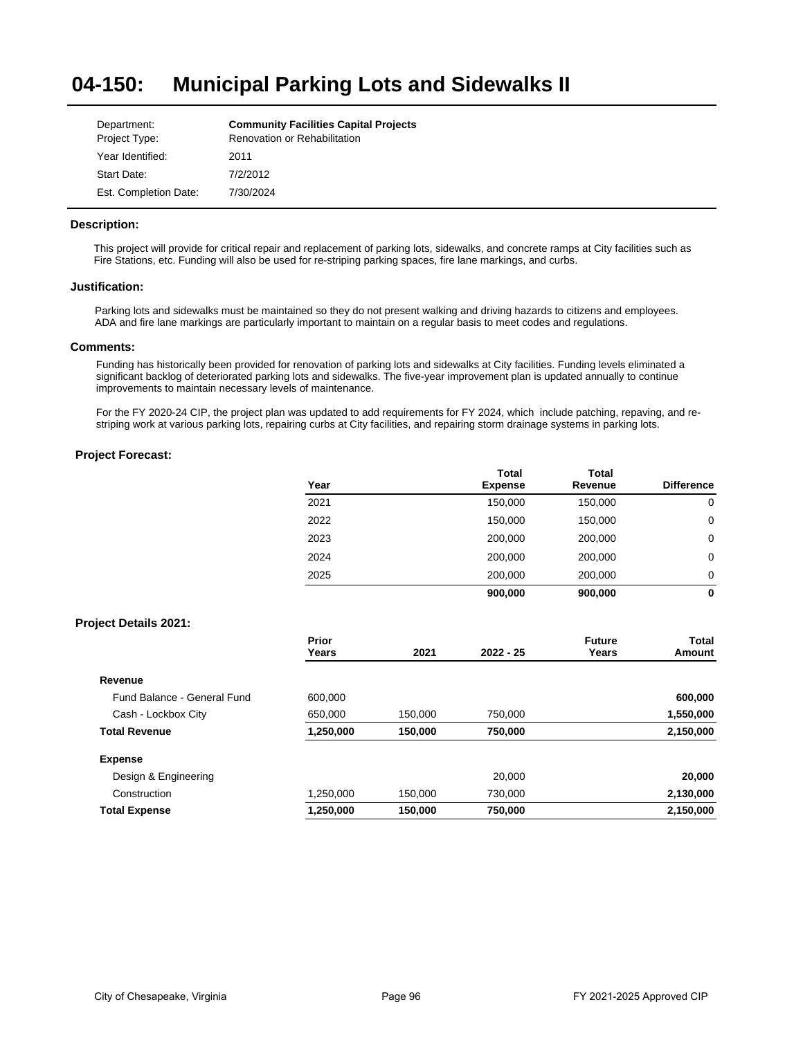# 04-150: Municipal Parking Lots and Sidewalks II

| | |
|---|---|
| Department: | **Community Facilities Capital Projects** |
| Project Type: | Renovation or Rehabilitation |
| Year Identified: | 2011 |
| Start Date: | 7/2/2012 |
| Est. Completion Date: | 7/30/2024 |

### Description:

This project will provide for critical repair and replacement of parking lots, sidewalks, and concrete ramps at City facilities such as Fire Stations, etc. Funding will also be used for re-striping parking spaces, fire lane markings, and curbs.

### Justification:

Parking lots and sidewalks must be maintained so they do not present walking and driving hazards to citizens and employees. ADA and fire lane markings are particularly important to maintain on a regular basis to meet codes and regulations.

### Comments:

Funding has historically been provided for renovation of parking lots and sidewalks at City facilities. Funding levels eliminated a significant backlog of deteriorated parking lots and sidewalks. The five-year improvement plan is updated annually to continue improvements to maintain necessary levels of maintenance.

For the FY 2020-24 CIP, the project plan was updated to add requirements for FY 2024, which include patching, repaving, and re-striping work at various parking lots, repairing curbs at City facilities, and repairing storm drainage systems in parking lots.

### Project Forecast:

| Year | Total Expense | Total Revenue | Difference |
|---|---|---|---|
| 2021 | 150,000 | 150,000 | 0 |
| 2022 | 150,000 | 150,000 | 0 |
| 2023 | 200,000 | 200,000 | 0 |
| 2024 | 200,000 | 200,000 | 0 |
| 2025 | 200,000 | 200,000 | 0 |
| | **900,000** | **900,000** | **0** |

### Project Details 2021:

| | Prior Years | 2021 | 2022 - 25 | Future Years | Total Amount |
|---|---|---|---|---|---|
| **Revenue** | | | | | |
| Fund Balance - General Fund | 600,000 | | | | **600,000** |
| Cash - Lockbox City | 650,000 | 150,000 | 750,000 | | **1,550,000** |
| **Total Revenue** | **1,250,000** | **150,000** | **750,000** | | **2,150,000** |
| **Expense** | | | | | |
| Design & Engineering | | | 20,000 | | **20,000** |
| Construction | 1,250,000 | 150,000 | 730,000 | | **2,130,000** |
| **Total Expense** | **1,250,000** | **150,000** | **750,000** | | **2,150,000** |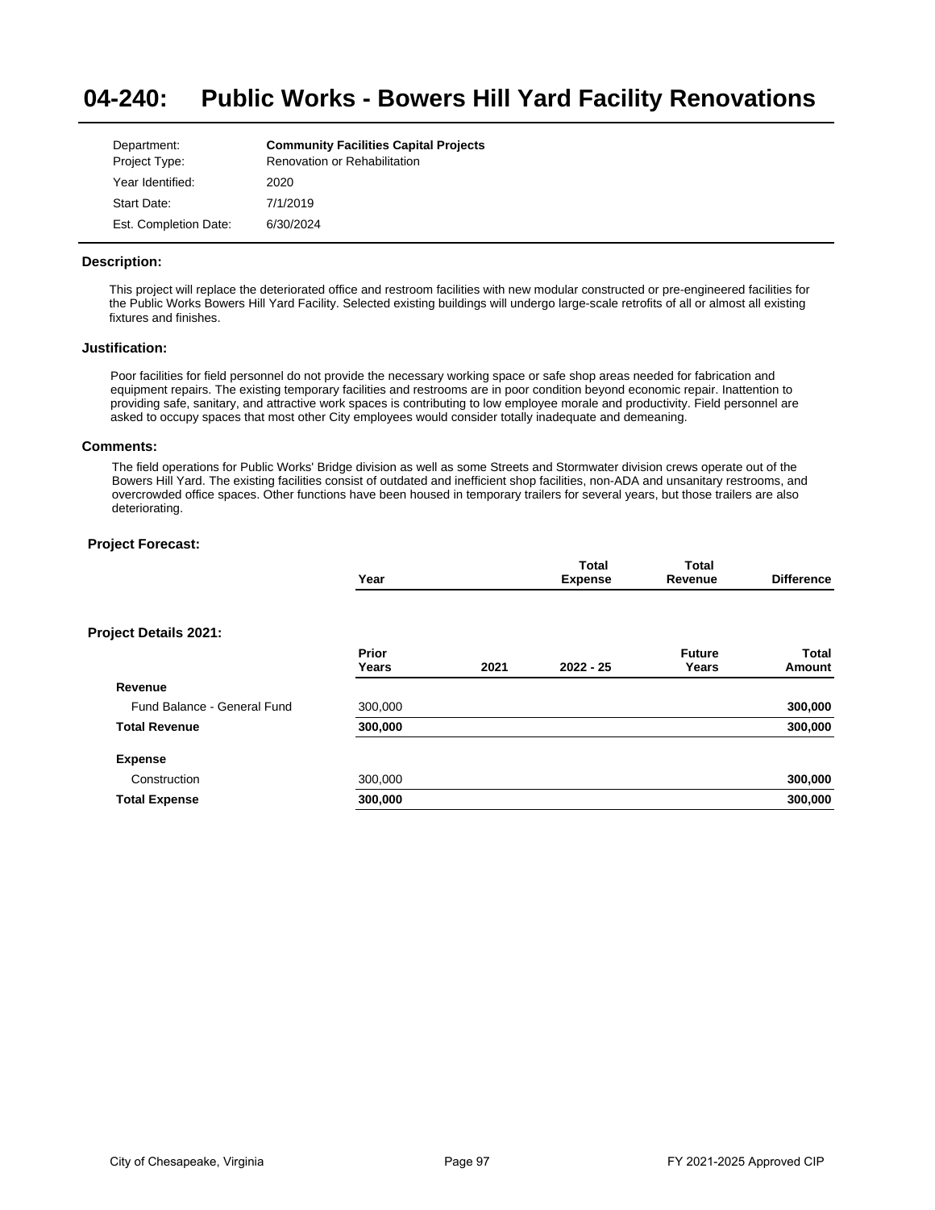# 04-240: Public Works - Bowers Hill Yard Facility Renovations

| | |
|---|---|
| Department: | **Community Facilities Capital Projects** |
| Project Type: | Renovation or Rehabilitation |
| Year Identified: | 2020 |
| Start Date: | 7/1/2019 |
| Est. Completion Date: | 6/30/2024 |

### Description:

This project will replace the deteriorated office and restroom facilities with new modular constructed or pre-engineered facilities for the Public Works Bowers Hill Yard Facility. Selected existing buildings will undergo large-scale retrofits of all or almost all existing fixtures and finishes.

### Justification:

Poor facilities for field personnel do not provide the necessary working space or safe shop areas needed for fabrication and equipment repairs. The existing temporary facilities and restrooms are in poor condition beyond economic repair. Inattention to providing safe, sanitary, and attractive work spaces is contributing to low employee morale and productivity. Field personnel are asked to occupy spaces that most other City employees would consider totally inadequate and demeaning.

### Comments:

The field operations for Public Works' Bridge division as well as some Streets and Stormwater division crews operate out of the Bowers Hill Yard. The existing facilities consist of outdated and inefficient shop facilities, non-ADA and unsanitary restrooms, and overcrowded office spaces. Other functions have been housed in temporary trailers for several years, but those trailers are also deteriorating.

### Project Forecast:

| Year | Total Expense | Total Revenue | Difference |
|---|---|---|---|

### Project Details 2021:

| | Prior Years | 2021 | 2022 - 25 | Future Years | Total Amount |
|---|---|---|---|---|---|
| **Revenue** | | | | | |
| Fund Balance - General Fund | 300,000 | | | | **300,000** |
| **Total Revenue** | **300,000** | | | | **300,000** |
| **Expense** | | | | | |
| Construction | 300,000 | | | | **300,000** |
| **Total Expense** | **300,000** | | | | **300,000** |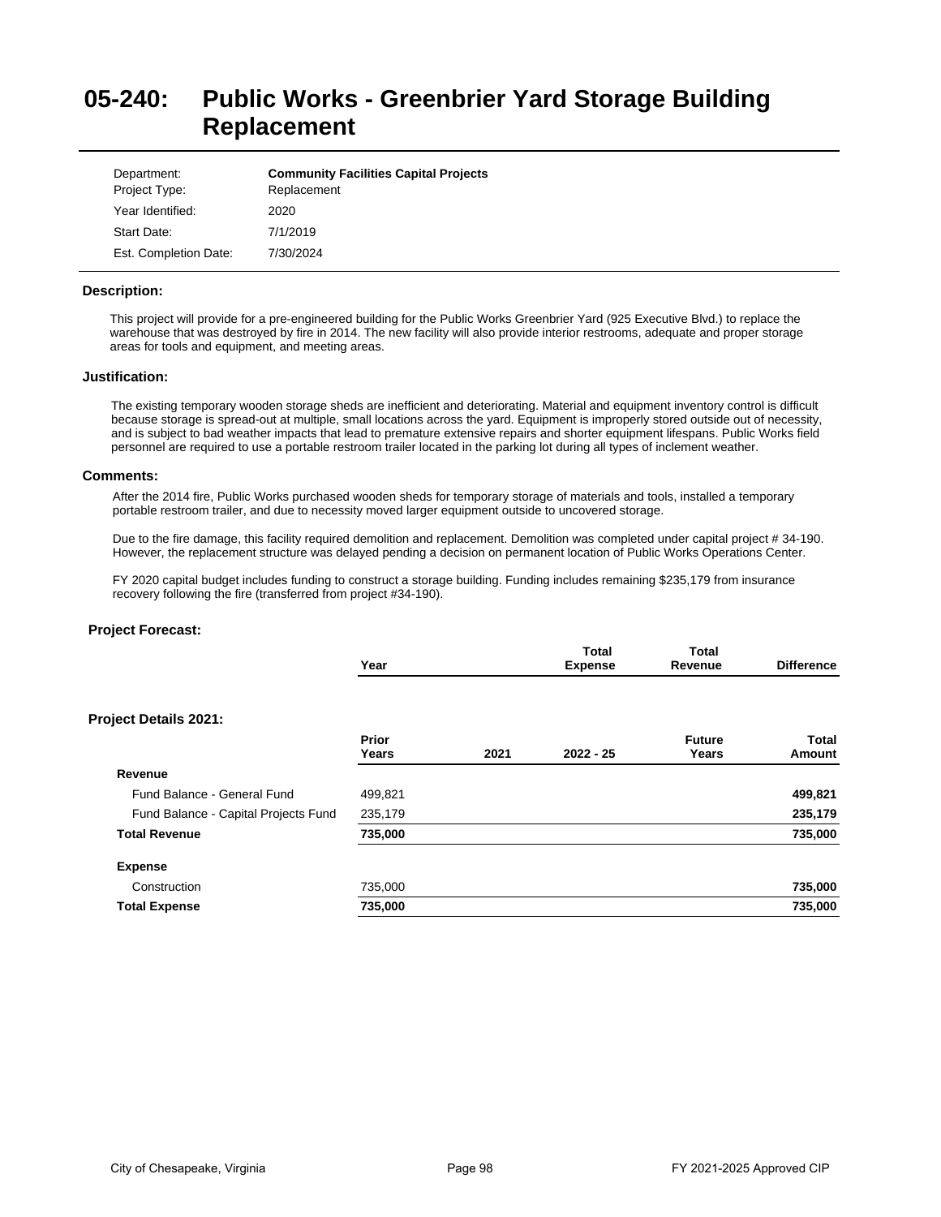# 05-240: Public Works - Greenbrier Yard Storage Building Replacement

| | |
|---|---|
| Department: | **Community Facilities Capital Projects** |
| Project Type: | Replacement |
| Year Identified: | 2020 |
| Start Date: | 7/1/2019 |
| Est. Completion Date: | 7/30/2024 |

### Description:

This project will provide for a pre-engineered building for the Public Works Greenbrier Yard (925 Executive Blvd.) to replace the warehouse that was destroyed by fire in 2014. The new facility will also provide interior restrooms, adequate and proper storage areas for tools and equipment, and meeting areas.

### Justification:

The existing temporary wooden storage sheds are inefficient and deteriorating. Material and equipment inventory control is difficult because storage is spread-out at multiple, small locations across the yard. Equipment is improperly stored outside out of necessity, and is subject to bad weather impacts that lead to premature extensive repairs and shorter equipment lifespans. Public Works field personnel are required to use a portable restroom trailer located in the parking lot during all types of inclement weather.

### Comments:

After the 2014 fire, Public Works purchased wooden sheds for temporary storage of materials and tools, installed a temporary portable restroom trailer, and due to necessity moved larger equipment outside to uncovered storage.

Due to the fire damage, this facility required demolition and replacement. Demolition was completed under capital project # 34-190. However, the replacement structure was delayed pending a decision on permanent location of Public Works Operations Center.

FY 2020 capital budget includes funding to construct a storage building. Funding includes remaining $235,179 from insurance recovery following the fire (transferred from project #34-190).

### Project Forecast:

| Year | Total Expense | Total Revenue | Difference |
|---|---|---|---|

### Project Details 2021:

| | Prior Years | 2021 | 2022 - 25 | Future Years | Total Amount |
|---|---|---|---|---|---|
| **Revenue** | | | | | |
| Fund Balance - General Fund | 499,821 | | | | **499,821** |
| Fund Balance - Capital Projects Fund | 235,179 | | | | **235,179** |
| **Total Revenue** | **735,000** | | | | **735,000** |
| **Expense** | | | | | |
| Construction | 735,000 | | | | **735,000** |
| **Total Expense** | **735,000** | | | | **735,000** |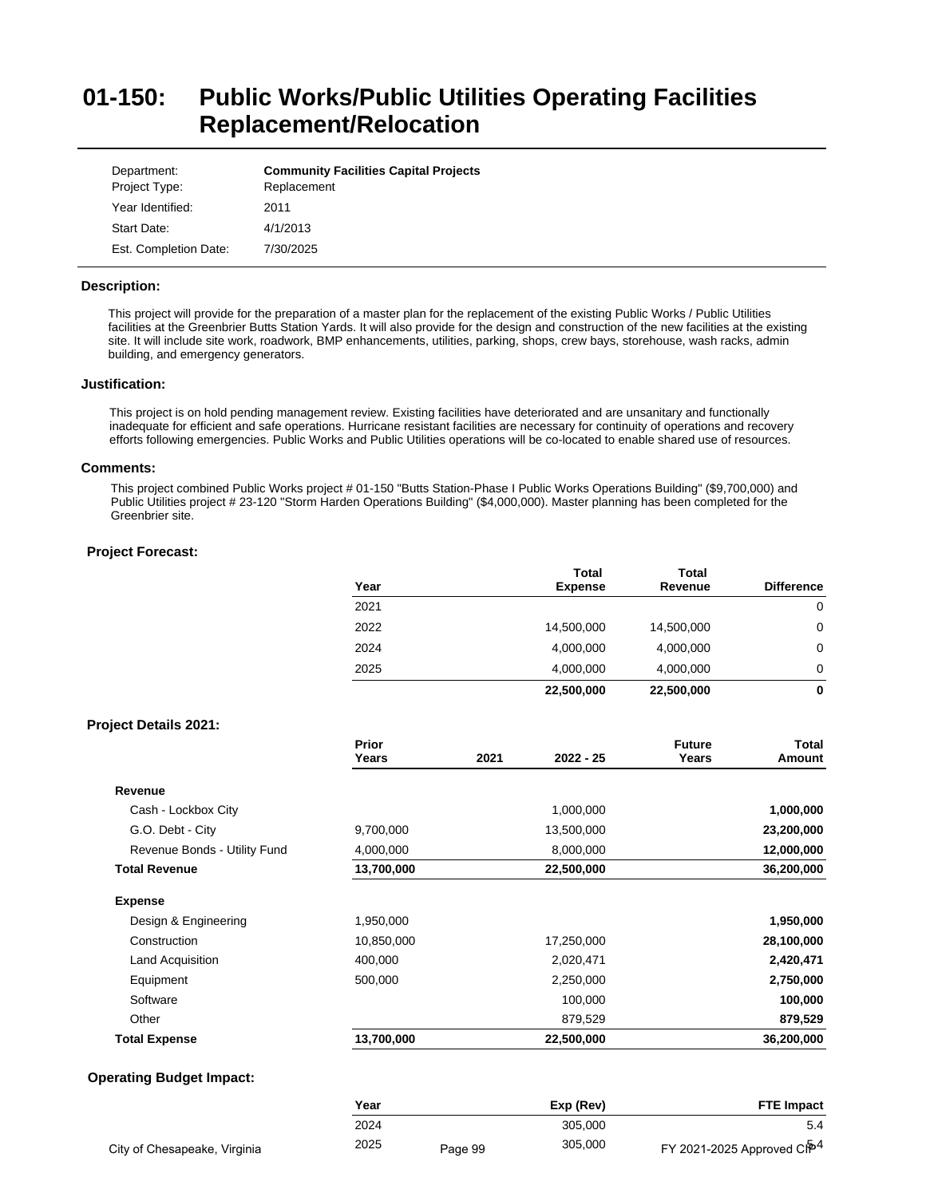# 01-150: Public Works/Public Utilities Operating Facilities Replacement/Relocation

| | |
|---|---|
| Department: | **Community Facilities Capital Projects** |
| Project Type: | Replacement |
| Year Identified: | 2011 |
| Start Date: | 4/1/2013 |
| Est. Completion Date: | 7/30/2025 |

### Description:

This project will provide for the preparation of a master plan for the replacement of the existing Public Works / Public Utilities facilities at the Greenbrier Butts Station Yards. It will also provide for the design and construction of the new facilities at the existing site. It will include site work, roadwork, BMP enhancements, utilities, parking, shops, crew bays, storehouse, wash racks, admin building, and emergency generators.

### Justification:

This project is on hold pending management review. Existing facilities have deteriorated and are unsanitary and functionally inadequate for efficient and safe operations. Hurricane resistant facilities are necessary for continuity of operations and recovery efforts following emergencies. Public Works and Public Utilities operations will be co-located to enable shared use of resources.

### Comments:

This project combined Public Works project # 01-150 "Butts Station-Phase I Public Works Operations Building" ($9,700,000) and Public Utilities project # 23-120 "Storm Harden Operations Building" ($4,000,000). Master planning has been completed for the Greenbrier site.

### Project Forecast:

| Year | Total Expense | Total Revenue | Difference |
|---|---|---|---|
| 2021 | | | 0 |
| 2022 | 14,500,000 | 14,500,000 | 0 |
| 2024 | 4,000,000 | 4,000,000 | 0 |
| 2025 | 4,000,000 | 4,000,000 | 0 |
| | **22,500,000** | **22,500,000** | **0** |

### Project Details 2021:

| | Prior Years | 2021 | 2022 - 25 | Future Years | Total Amount |
|---|---|---|---|---|---|
| **Revenue** | | | | | |
| Cash - Lockbox City | | | 1,000,000 | | **1,000,000** |
| G.O. Debt - City | 9,700,000 | | 13,500,000 | | **23,200,000** |
| Revenue Bonds - Utility Fund | 4,000,000 | | 8,000,000 | | **12,000,000** |
| **Total Revenue** | **13,700,000** | | **22,500,000** | | **36,200,000** |
| **Expense** | | | | | |
| Design & Engineering | 1,950,000 | | | | **1,950,000** |
| Construction | 10,850,000 | | 17,250,000 | | **28,100,000** |
| Land Acquisition | 400,000 | | 2,020,471 | | **2,420,471** |
| Equipment | 500,000 | | 2,250,000 | | **2,750,000** |
| Software | | | 100,000 | | **100,000** |
| Other | | | 879,529 | | **879,529** |
| **Total Expense** | **13,700,000** | | **22,500,000** | | **36,200,000** |

### Operating Budget Impact:

| Year | Exp (Rev) | FTE Impact |
|---|---|---|
| 2024 | 305,000 | 5.4 |
| 2025 | 305,000 | 5.4 |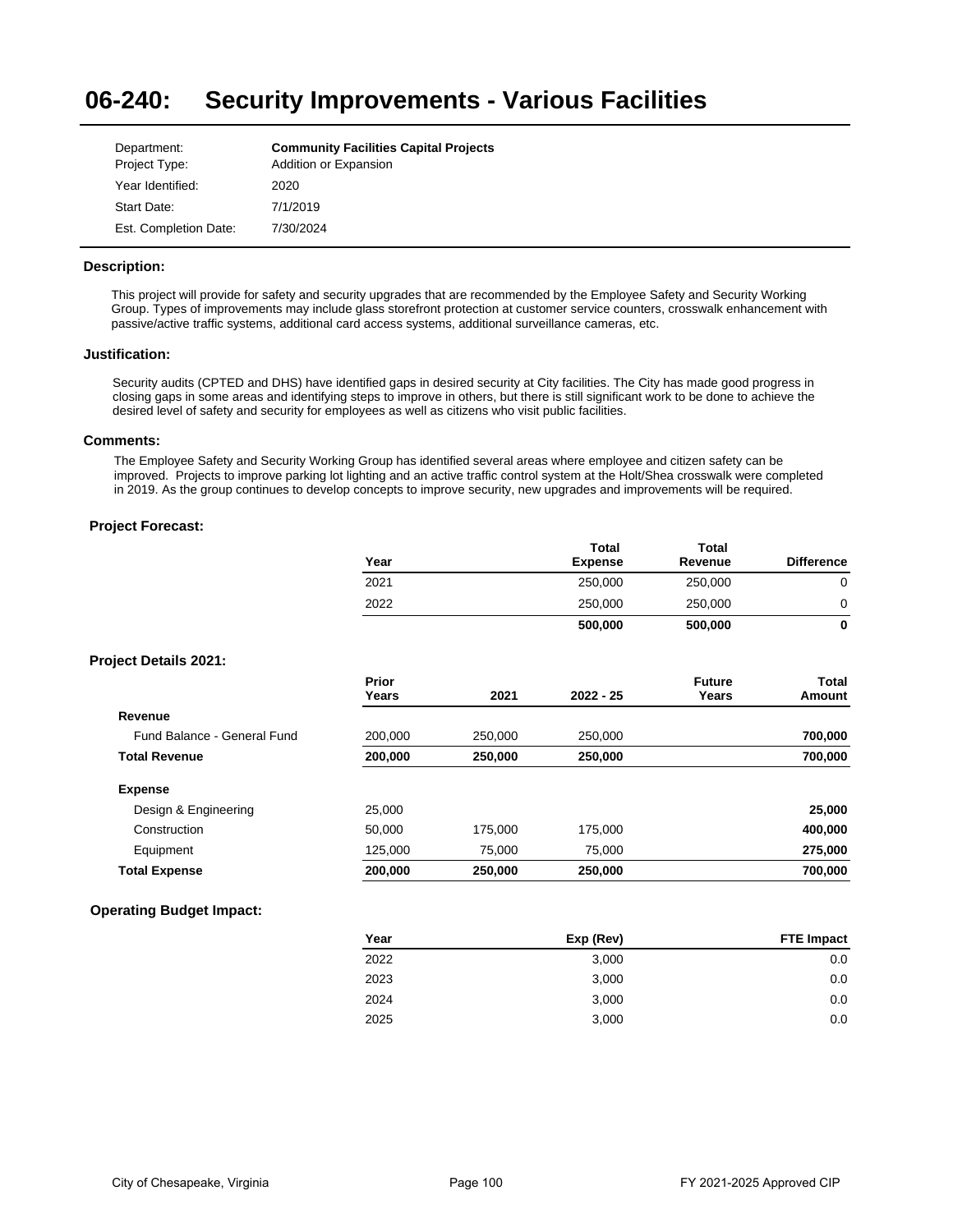# 06-240: Security Improvements - Various Facilities

| | |
|---|---|
| Department: | **Community Facilities Capital Projects** |
| Project Type: | Addition or Expansion |
| Year Identified: | 2020 |
| Start Date: | 7/1/2019 |
| Est. Completion Date: | 7/30/2024 |

### Description:

This project will provide for safety and security upgrades that are recommended by the Employee Safety and Security Working Group. Types of improvements may include glass storefront protection at customer service counters, crosswalk enhancement with passive/active traffic systems, additional card access systems, additional surveillance cameras, etc.

### Justification:

Security audits (CPTED and DHS) have identified gaps in desired security at City facilities. The City has made good progress in closing gaps in some areas and identifying steps to improve in others, but there is still significant work to be done to achieve the desired level of safety and security for employees as well as citizens who visit public facilities.

### Comments:

The Employee Safety and Security Working Group has identified several areas where employee and citizen safety can be improved. Projects to improve parking lot lighting and an active traffic control system at the Holt/Shea crosswalk were completed in 2019. As the group continues to develop concepts to improve security, new upgrades and improvements will be required.

### Project Forecast:

| Year | Total Expense | Total Revenue | Difference |
|---|---|---|---|
| 2021 | 250,000 | 250,000 | 0 |
| 2022 | 250,000 | 250,000 | 0 |
| | **500,000** | **500,000** | **0** |

### Project Details 2021:

| | Prior Years | 2021 | 2022 - 25 | Future Years | Total Amount |
|---|---|---|---|---|---|
| **Revenue** | | | | | |
| Fund Balance - General Fund | 200,000 | 250,000 | 250,000 | | **700,000** |
| **Total Revenue** | **200,000** | **250,000** | **250,000** | | **700,000** |
| **Expense** | | | | | |
| Design & Engineering | 25,000 | | | | **25,000** |
| Construction | 50,000 | 175,000 | 175,000 | | **400,000** |
| Equipment | 125,000 | 75,000 | 75,000 | | **275,000** |
| **Total Expense** | **200,000** | **250,000** | **250,000** | | **700,000** |

### Operating Budget Impact:

| Year | Exp (Rev) | FTE Impact |
|---|---|---|
| 2022 | 3,000 | 0.0 |
| 2023 | 3,000 | 0.0 |
| 2024 | 3,000 | 0.0 |
| 2025 | 3,000 | 0.0 |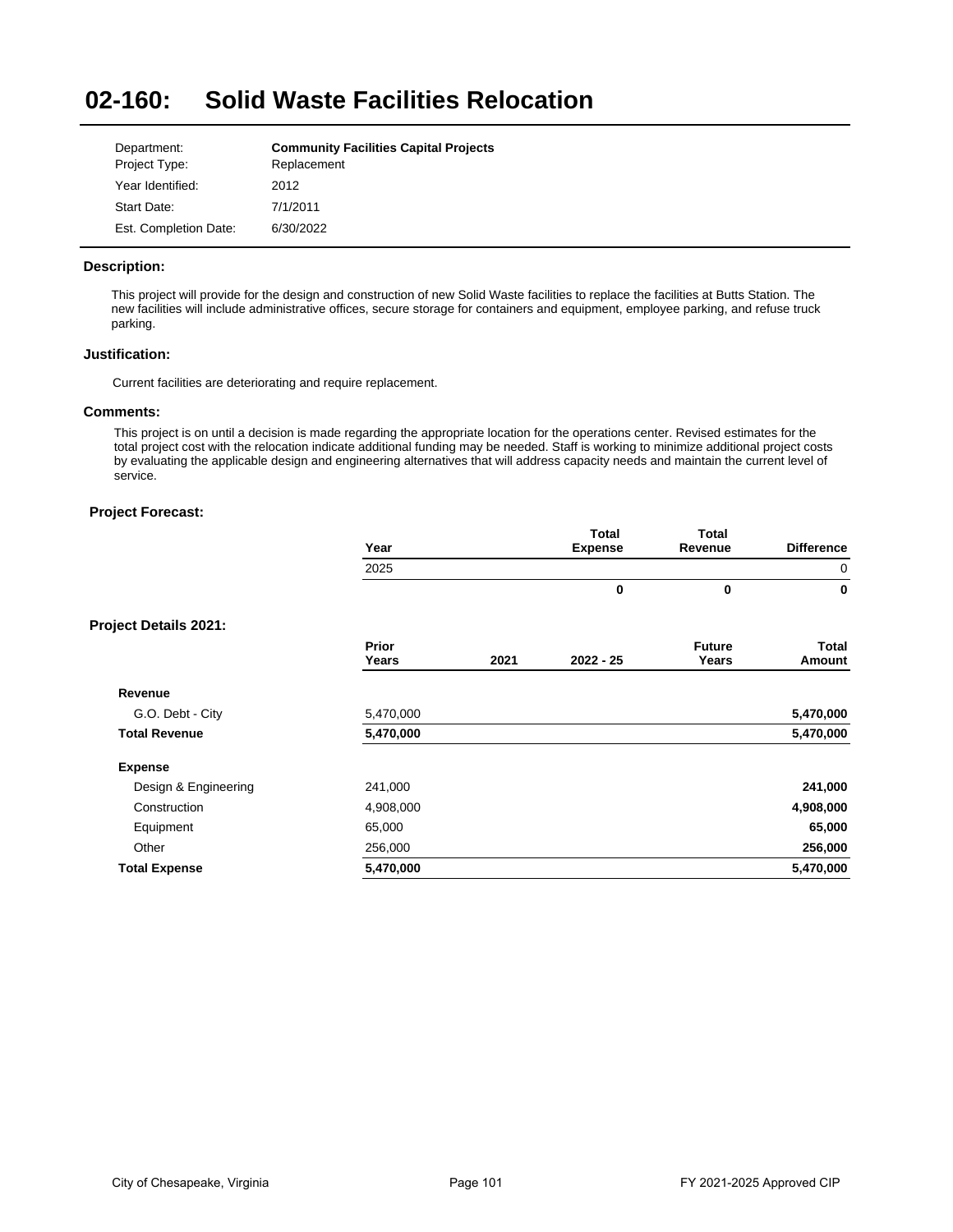# 02-160: Solid Waste Facilities Relocation

| | |
|---|---|
| Department: | **Community Facilities Capital Projects** |
| Project Type: | Replacement |
| Year Identified: | 2012 |
| Start Date: | 7/1/2011 |
| Est. Completion Date: | 6/30/2022 |

### Description:

This project will provide for the design and construction of new Solid Waste facilities to replace the facilities at Butts Station. The new facilities will include administrative offices, secure storage for containers and equipment, employee parking, and refuse truck parking.

### Justification:

Current facilities are deteriorating and require replacement.

### Comments:

This project is on until a decision is made regarding the appropriate location for the operations center. Revised estimates for the total project cost with the relocation indicate additional funding may be needed. Staff is working to minimize additional project costs by evaluating the applicable design and engineering alternatives that will address capacity needs and maintain the current level of service.

### Project Forecast:

| Year | Total Expense | Total Revenue | Difference |
|---|---|---|---|
| 2025 | | | 0 |
| | **0** | **0** | **0** |

### Project Details 2021:

| | Prior Years | 2021 | 2022 - 25 | Future Years | Total Amount |
|---|---|---|---|---|---|
| **Revenue** | | | | | |
| G.O. Debt - City | 5,470,000 | | | | **5,470,000** |
| **Total Revenue** | **5,470,000** | | | | **5,470,000** |
| **Expense** | | | | | |
| Design & Engineering | 241,000 | | | | **241,000** |
| Construction | 4,908,000 | | | | **4,908,000** |
| Equipment | 65,000 | | | | **65,000** |
| Other | 256,000 | | | | **256,000** |
| **Total Expense** | **5,470,000** | | | | **5,470,000** |